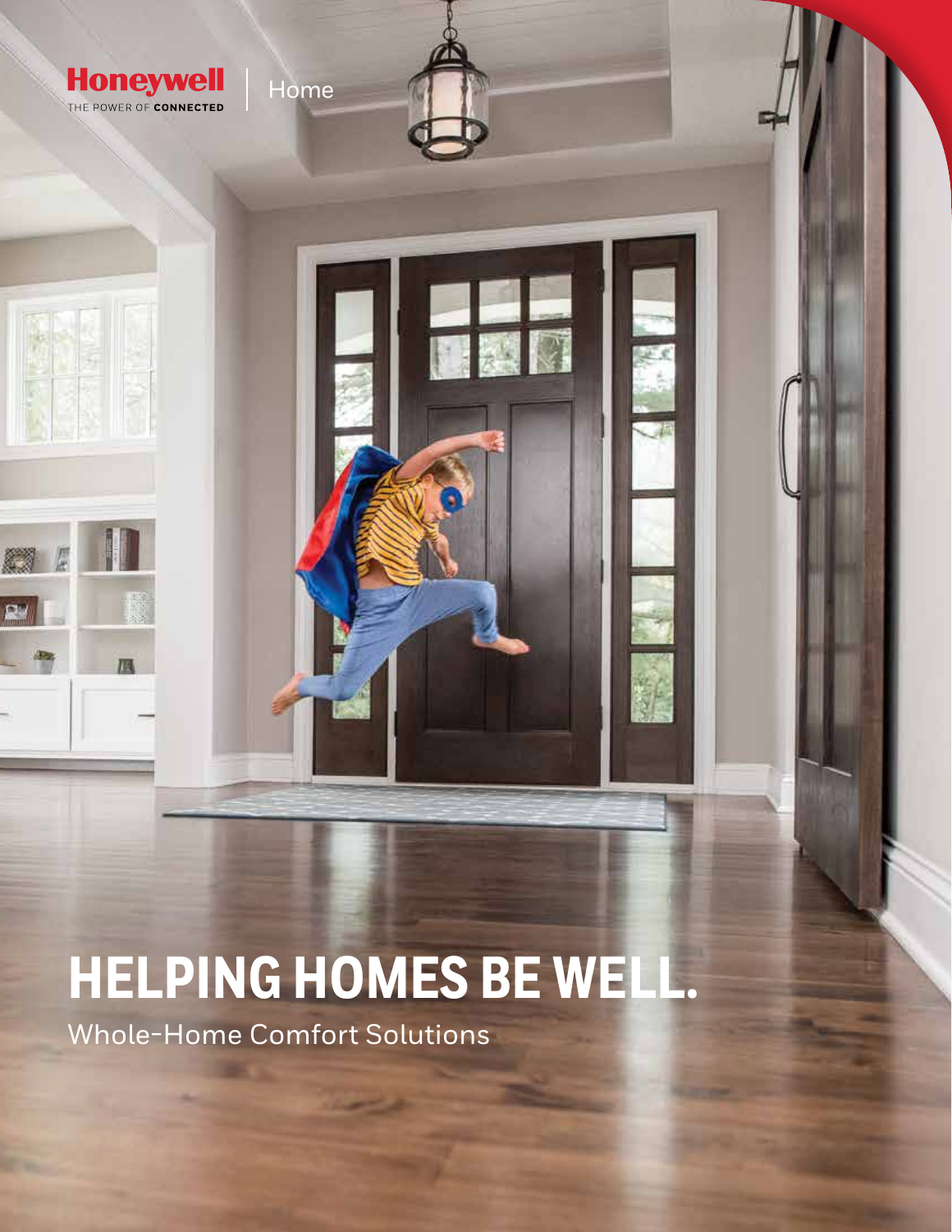Honeywell | Home

THE POWER OF CONNECTED

# HELPING HOMES BE WELL.

Whole-Home Comfort Solutions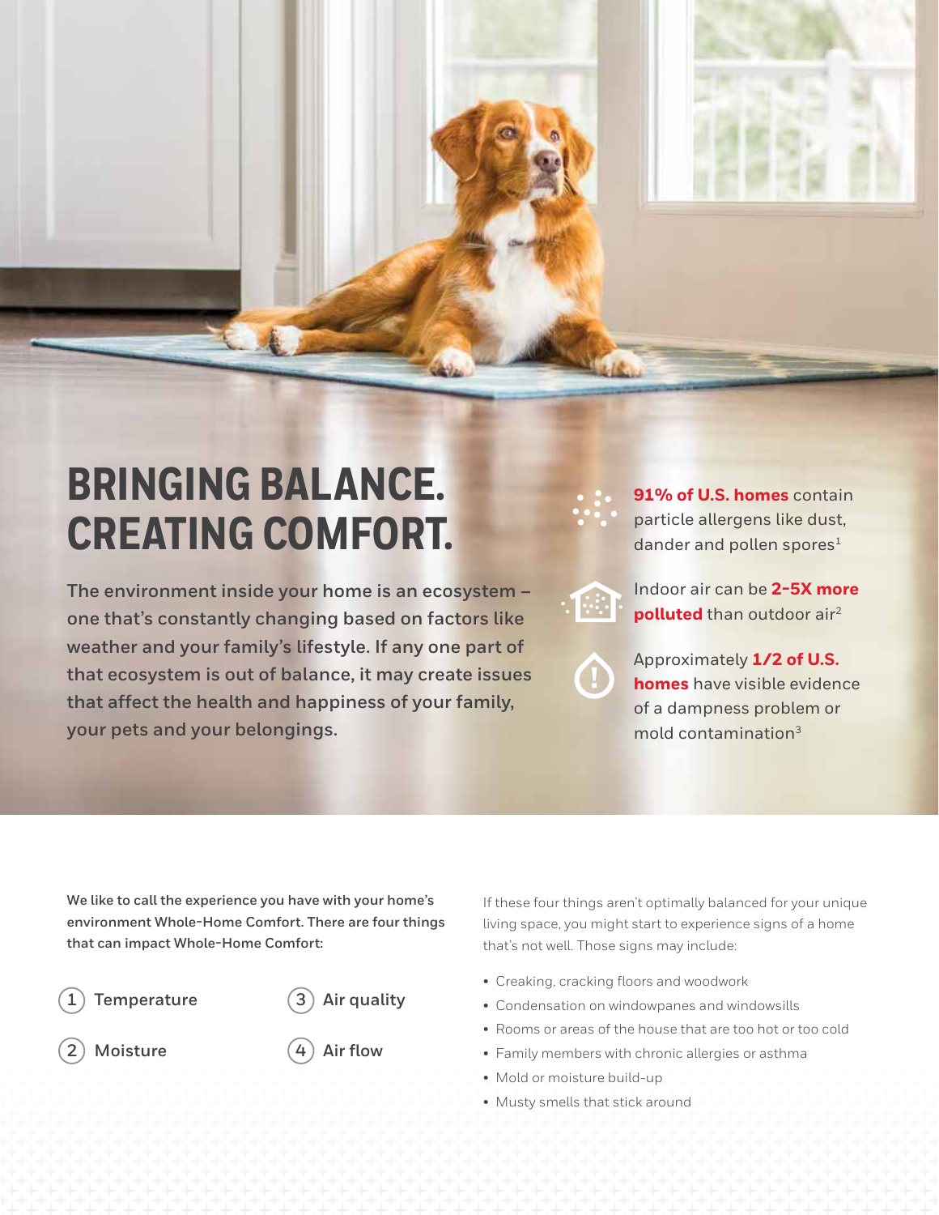# BRINGING BALANCE. CREATING COMFORT.

**The environment inside your home is an ecosystem – one that's constantly changing based on factors like weather and your family's lifestyle. If any one part of that ecosystem is out of balance, it may create issues that affect the health and happiness of your family, your pets and your belongings.**

**91% of U.S. homes** contain particle allergens like dust, dander and pollen spores[1]

Indoor air can be **2-5X more polluted** than outdoor air[2]

Approximately **1/2 of U.S. homes** have visible evidence of a dampness problem or mold contamination[3]

**We like to call the experience you have with your home's environment Whole-Home Comfort. There are four things that can impact Whole-Home Comfort:**

1. Temperature
2. Moisture
3. Air quality
4. Air flow

If these four things aren't optimally balanced for your unique living space, you might start to experience signs of a home that's not well. Those signs may include:

- Creaking, cracking floors and woodwork
- Condensation on windowpanes and windowsills
- Rooms or areas of the house that are too hot or too cold
- Family members with chronic allergies or asthma
- Mold or moisture build-up
- Musty smells that stick around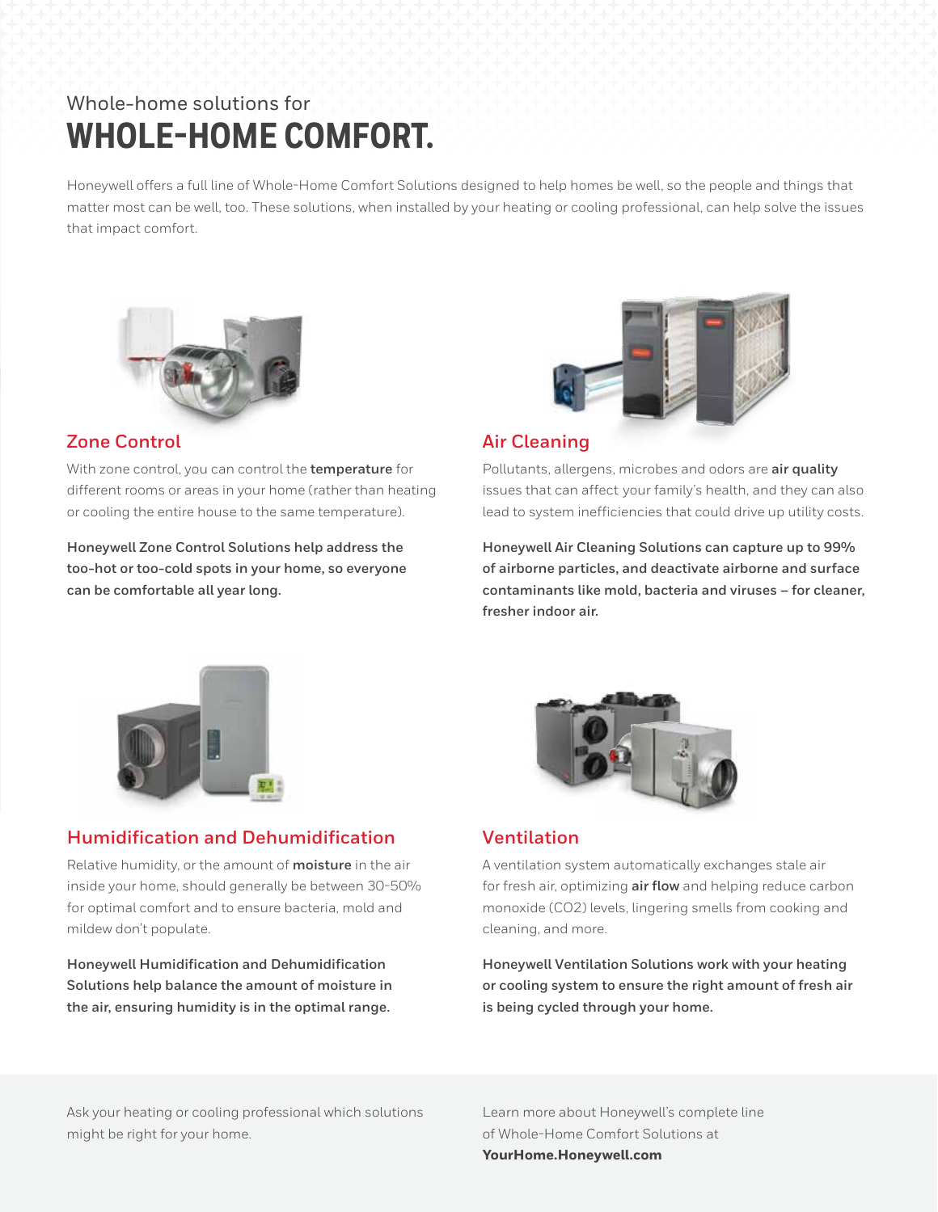Whole-home solutions for

# WHOLE-HOME COMFORT.

Honeywell offers a full line of Whole-Home Comfort Solutions designed to help homes be well, so the people and things that matter most can be well, too. These solutions, when installed by your heating or cooling professional, can help solve the issues that impact comfort.

## Zone Control

With zone control, you can control the **temperature** for different rooms or areas in your home (rather than heating or cooling the entire house to the same temperature).

**Honeywell Zone Control Solutions help address the too-hot or too-cold spots in your home, so everyone can be comfortable all year long.**

## Air Cleaning

Pollutants, allergens, microbes and odors are **air quality** issues that can affect your family's health, and they can also lead to system inefficiencies that could drive up utility costs.

**Honeywell Air Cleaning Solutions can capture up to 99% of airborne particles, and deactivate airborne and surface contaminants like mold, bacteria and viruses – for cleaner, fresher indoor air.**

## Humidification and Dehumidification

Relative humidity, or the amount of **moisture** in the air inside your home, should generally be between 30-50% for optimal comfort and to ensure bacteria, mold and mildew don't populate.

**Honeywell Humidification and Dehumidification Solutions help balance the amount of moisture in the air, ensuring humidity is in the optimal range.**

## Ventilation

A ventilation system automatically exchanges stale air for fresh air, optimizing **air flow** and helping reduce carbon monoxide ($CO2$) levels, lingering smells from cooking and cleaning, and more.

**Honeywell Ventilation Solutions work with your heating or cooling system to ensure the right amount of fresh air is being cycled through your home.**

Ask your heating or cooling professional which solutions might be right for your home.

Learn more about Honeywell's complete line of Whole-Home Comfort Solutions at **YourHome.Honeywell.com**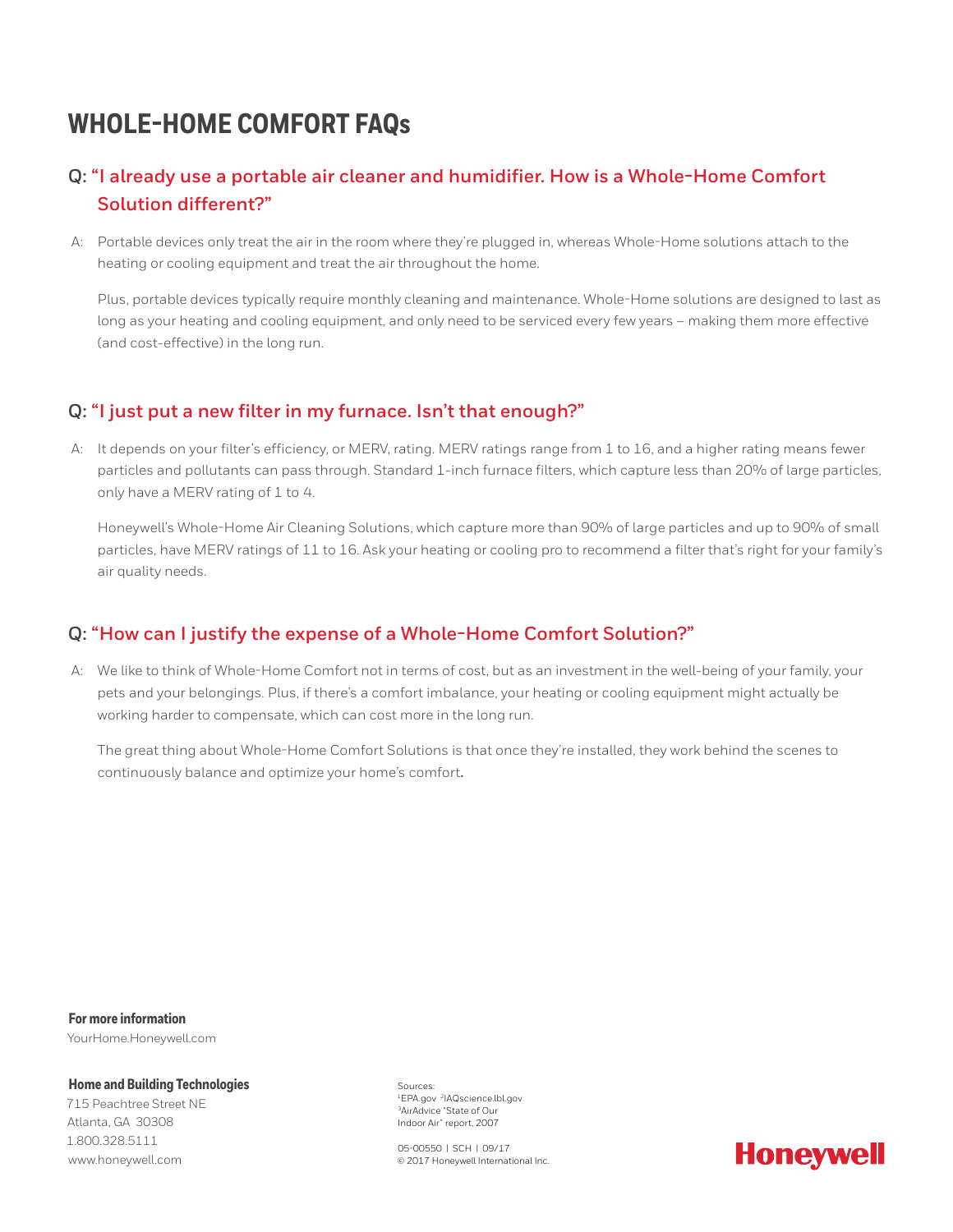# WHOLE-HOME COMFORT FAQs

## Q: "I already use a portable air cleaner and humidifier. How is a Whole-Home Comfort Solution different?"

A: Portable devices only treat the air in the room where they're plugged in, whereas Whole-Home solutions attach to the heating or cooling equipment and treat the air throughout the home.

Plus, portable devices typically require monthly cleaning and maintenance. Whole-Home solutions are designed to last as long as your heating and cooling equipment, and only need to be serviced every few years – making them more effective (and cost-effective) in the long run.

## Q: "I just put a new filter in my furnace. Isn't that enough?"

A: It depends on your filter's efficiency, or MERV, rating. MERV ratings range from 1 to 16, and a higher rating means fewer particles and pollutants can pass through. Standard 1-inch furnace filters, which capture less than 20% of large particles, only have a MERV rating of 1 to 4.

Honeywell's Whole-Home Air Cleaning Solutions, which capture more than 90% of large particles and up to 90% of small particles, have MERV ratings of 11 to 16. Ask your heating or cooling pro to recommend a filter that's right for your family's air quality needs.

## Q: "How can I justify the expense of a Whole-Home Comfort Solution?"

A: We like to think of Whole-Home Comfort not in terms of cost, but as an investment in the well-being of your family, your pets and your belongings. Plus, if there's a comfort imbalance, your heating or cooling equipment might actually be working harder to compensate, which can cost more in the long run.

The great thing about Whole-Home Comfort Solutions is that once they're installed, they work behind the scenes to continuously balance and optimize your home's comfort.

**For more information**
YourHome.Honeywell.com

**Home and Building Technologies**
715 Peachtree Street NE
Atlanta, GA 30308
1.800.328.5111
www.honeywell.com

Sources:
[1]EPA.gov [2]IAQscience.lbl.gov
[3]AirAdvice "State of Our Indoor Air" report, 2007

05-00550 | SCH | 09/17
© 2017 Honeywell International Inc.

Honeywell